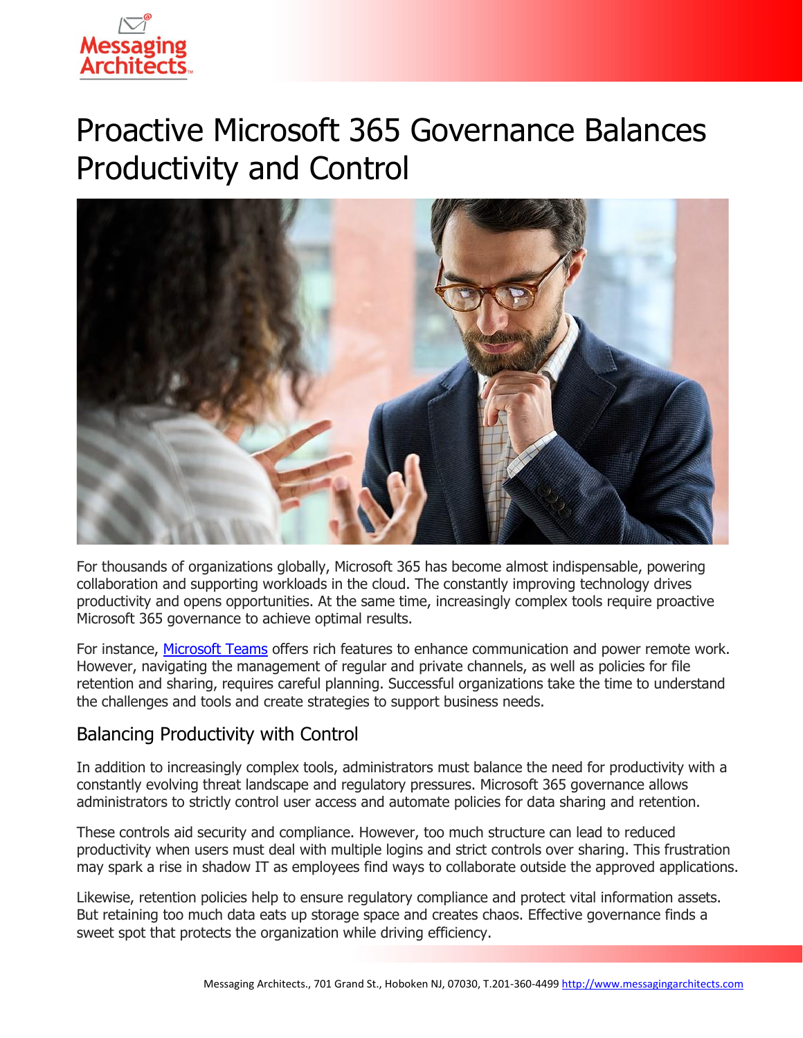# Proactive Microsoft 365 Governance Balances Productivity and Control

For thousands of organizations globally, Microsoft 365 has become almost indispensable, powering collaboration and supporting workloads in the cloud. The constantly improving technology drives productivity and opens opportunities. At the same time, increasingly complex tools require proactive Microsoft 365 governance to achieve optimal results.

For instance, Microsoft Teams offers rich features to enhance communication and power remote work. However, navigating the management of regular and private channels, as well as policies for file retention and sharing, requires careful planning. Successful organizations take the time to understand the challenges and tools and create strategies to support business needs.

## Balancing Productivity with Control

In addition to increasingly complex tools, administrators must balance the need for productivity with a constantly evolving threat landscape and regulatory pressures. Microsoft 365 governance allows administrators to strictly control user access and automate policies for data sharing and retention.

These controls aid security and compliance. However, too much structure can lead to reduced productivity when users must deal with multiple logins and strict controls over sharing. This frustration may spark a rise in shadow IT as employees find ways to collaborate outside the approved applications.

Likewise, retention policies help to ensure regulatory compliance and protect vital information assets. But retaining too much data eats up storage space and creates chaos. Effective governance finds a sweet spot that protects the organization while driving efficiency.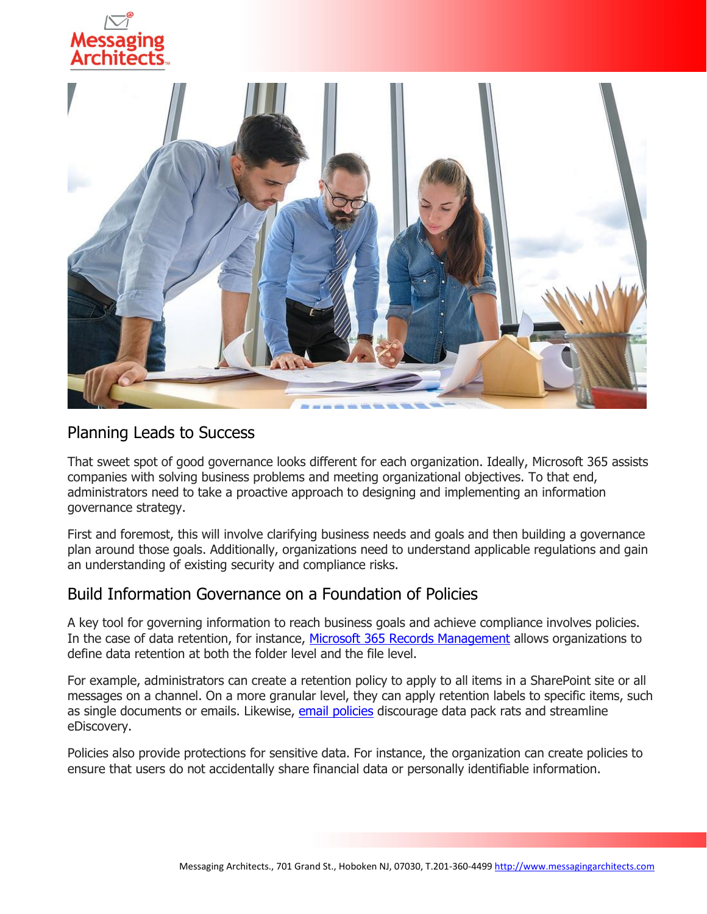## Planning Leads to Success

That sweet spot of good governance looks different for each organization. Ideally, Microsoft 365 assists companies with solving business problems and meeting organizational objectives. To that end, administrators need to take a proactive approach to designing and implementing an information governance strategy.

First and foremost, this will involve clarifying business needs and goals and then building a governance plan around those goals. Additionally, organizations need to understand applicable regulations and gain an understanding of existing security and compliance risks.

## Build Information Governance on a Foundation of Policies

A key tool for governing information to reach business goals and achieve compliance involves policies. In the case of data retention, for instance, [Microsoft 365 Records Management]() allows organizations to define data retention at both the folder level and the file level.

For example, administrators can create a retention policy to apply to all items in a SharePoint site or all messages on a channel. On a more granular level, they can apply retention labels to specific items, such as single documents or emails. Likewise, [email policies]() discourage data pack rats and streamline eDiscovery.

Policies also provide protections for sensitive data. For instance, the organization can create policies to ensure that users do not accidentally share financial data or personally identifiable information.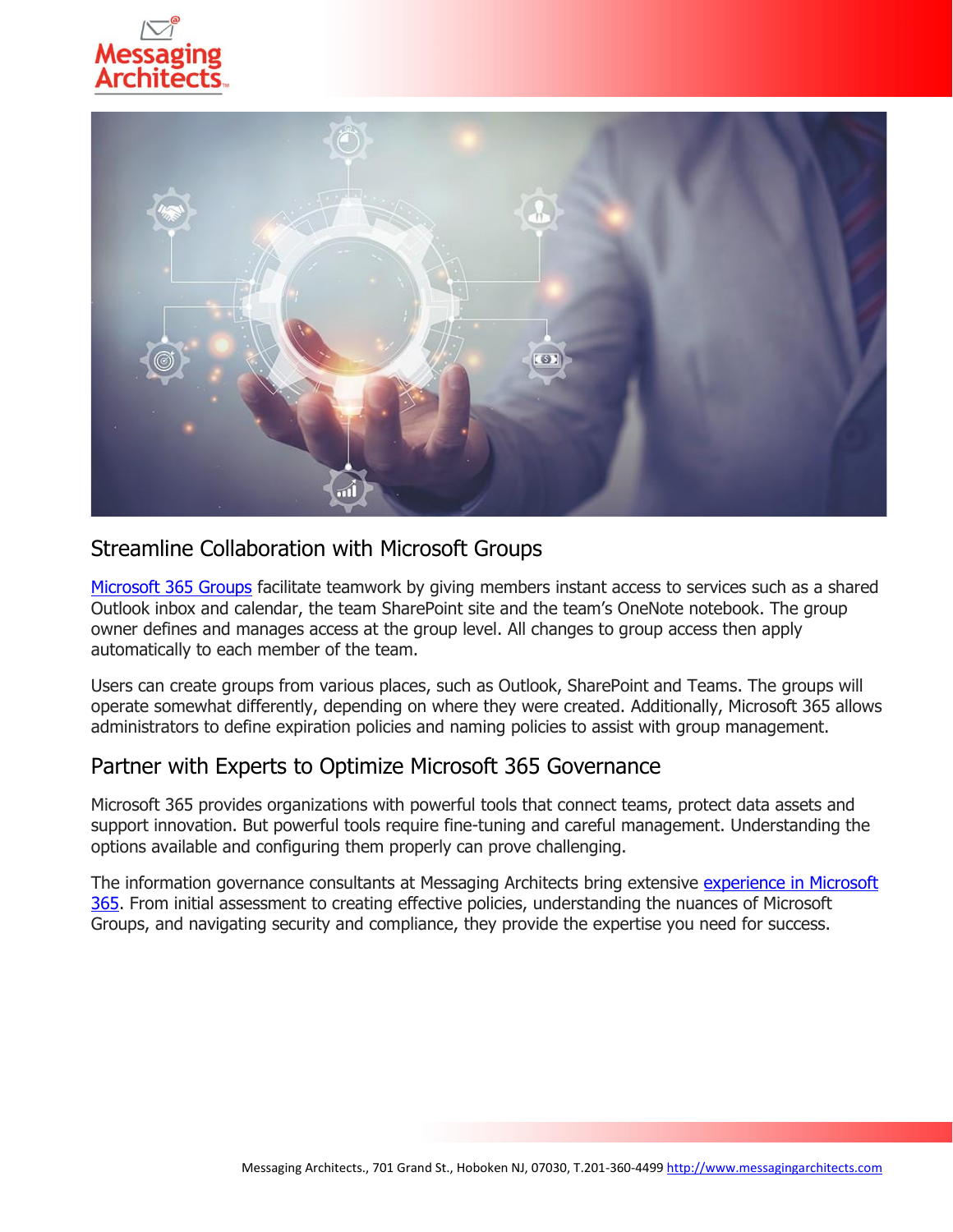## Streamline Collaboration with Microsoft Groups

[Microsoft 365 Groups](#) facilitate teamwork by giving members instant access to services such as a shared Outlook inbox and calendar, the team SharePoint site and the team's OneNote notebook. The group owner defines and manages access at the group level. All changes to group access then apply automatically to each member of the team.

Users can create groups from various places, such as Outlook, SharePoint and Teams. The groups will operate somewhat differently, depending on where they were created. Additionally, Microsoft 365 allows administrators to define expiration policies and naming policies to assist with group management.

## Partner with Experts to Optimize Microsoft 365 Governance

Microsoft 365 provides organizations with powerful tools that connect teams, protect data assets and support innovation. But powerful tools require fine-tuning and careful management. Understanding the options available and configuring them properly can prove challenging.

The information governance consultants at Messaging Architects bring extensive [experience in Microsoft 365](#). From initial assessment to creating effective policies, understanding the nuances of Microsoft Groups, and navigating security and compliance, they provide the expertise you need for success.